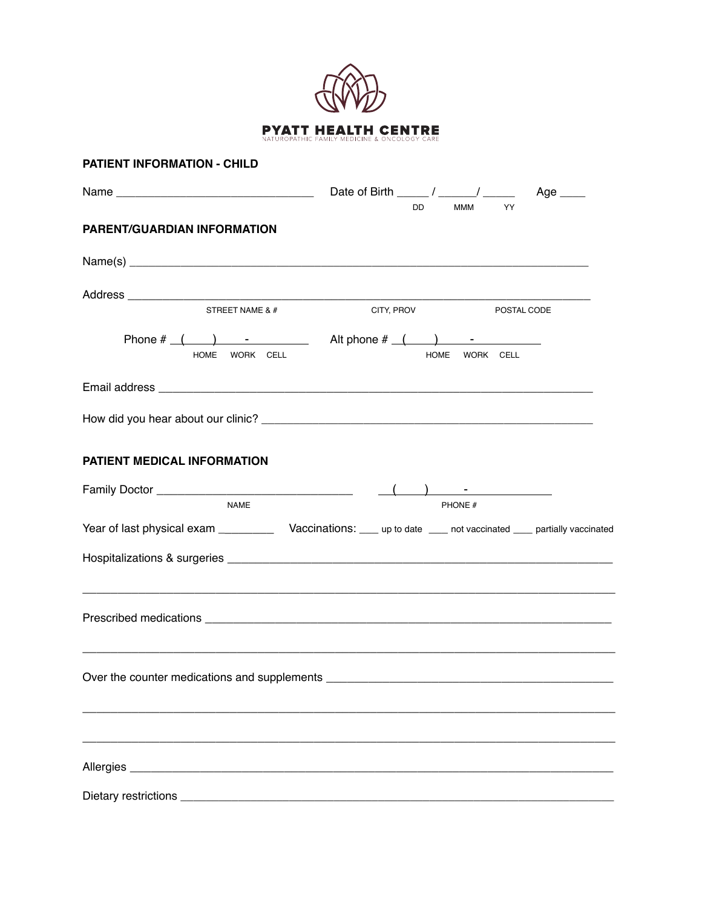**PYATT HEALTH CENTRE**
NATUROPATHIC FAMILY MEDICINE & ONCOLOGY CARE

## PATIENT INFORMATION - CHILD

Name _______________________________ Date of Birth _____ / ______/ _____ Age ____
DD MMM YY

## PARENT/GUARDIAN INFORMATION

Name(s) _______________________________________________________________________

Address _______________________________________________________________________
STREET NAME & # CITY, PROV POSTAL CODE

Phone # ( ) - HOME WORK CELL Alt phone # ( ) - HOME WORK CELL

Email address ___________________________________________________________________

How did you hear about our clinic? ________________________________________________

## PATIENT MEDICAL INFORMATION

Family Doctor ______________________________ ( ) -
NAME PHONE #

Year of last physical exam _________ Vaccinations: ___ up to date ___ not vaccinated ___ partially vaccinated

Hospitalizations & surgeries ____________________________________________________

_______________________________________________________________________________

Prescribed medications _________________________________________________________

_______________________________________________________________________________

Over the counter medications and supplements ______________________________________

_______________________________________________________________________________

_______________________________________________________________________________

Allergies ______________________________________________________________________

Dietary restrictions ____________________________________________________________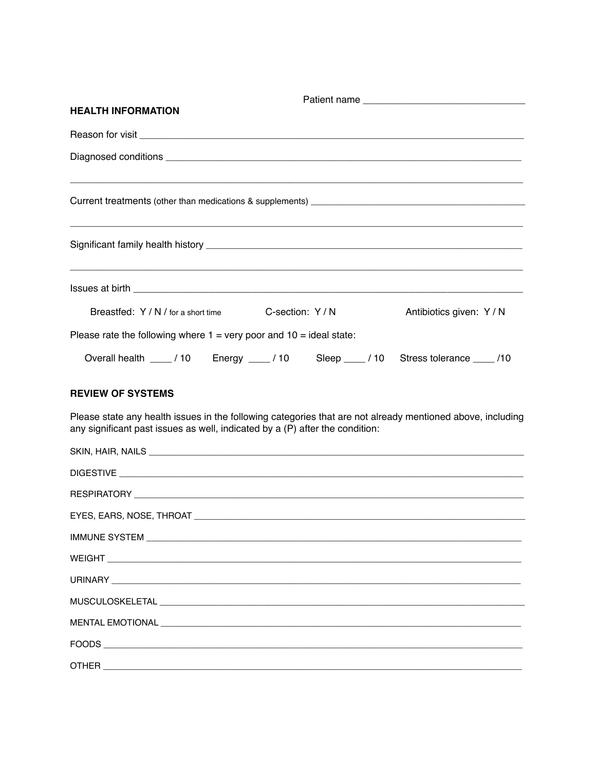Patient name ______________________________

## HEALTH INFORMATION

Reason for visit ______________________________________________________________________________

Diagnosed conditions __________________________________________________________________________

_______________________________________________________________________________________________

Current treatments (other than medications & supplements) ____________________________________________

_______________________________________________________________________________________________

Significant family health history _______________________________________________________________

_______________________________________________________________________________________________

Issues at birth ________________________________________________________________________________

Breastfed: Y / N / for a short time      C-section: Y / N      Antibiotics given: Y / N

Please rate the following where 1 = very poor and 10 = ideal state:

Overall health ____ / 10      Energy ____ / 10      Sleep ____ / 10      Stress tolerance ____ /10

## REVIEW OF SYSTEMS

Please state any health issues in the following categories that are not already mentioned above, including any significant past issues as well, indicated by a (P) after the condition:

SKIN, HAIR, NAILS ______________________________________________________________________________

DIGESTIVE _____________________________________________________________________________________

RESPIRATORY ___________________________________________________________________________________

EYES, EARS, NOSE, THROAT _______________________________________________________________________

IMMUNE SYSTEM _________________________________________________________________________________

WEIGHT ________________________________________________________________________________________

URINARY _______________________________________________________________________________________

MUSCULOSKELETAL ______________________________________________________________________________

MENTAL EMOTIONAL _____________________________________________________________________________

FOODS _________________________________________________________________________________________

OTHER _________________________________________________________________________________________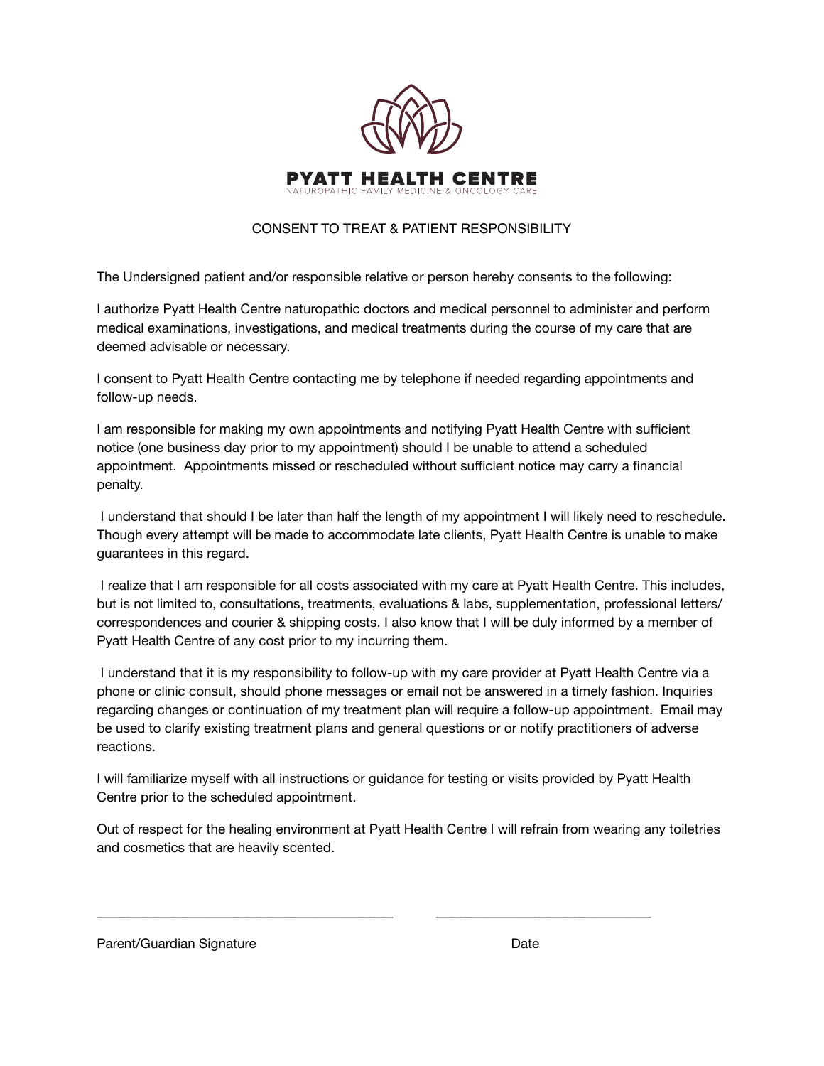**PYATT HEALTH CENTRE**

NATUROPATHIC FAMILY MEDICINE & ONCOLOGY CARE

## CONSENT TO TREAT & PATIENT RESPONSIBILITY

The Undersigned patient and/or responsible relative or person hereby consents to the following:

I authorize Pyatt Health Centre naturopathic doctors and medical personnel to administer and perform medical examinations, investigations, and medical treatments during the course of my care that are deemed advisable or necessary.

I consent to Pyatt Health Centre contacting me by telephone if needed regarding appointments and follow-up needs.

I am responsible for making my own appointments and notifying Pyatt Health Centre with sufficient notice (one business day prior to my appointment) should I be unable to attend a scheduled appointment. Appointments missed or rescheduled without sufficient notice may carry a financial penalty.

I understand that should I be later than half the length of my appointment I will likely need to reschedule. Though every attempt will be made to accommodate late clients, Pyatt Health Centre is unable to make guarantees in this regard.

I realize that I am responsible for all costs associated with my care at Pyatt Health Centre. This includes, but is not limited to, consultations, treatments, evaluations & labs, supplementation, professional letters/ correspondences and courier & shipping costs. I also know that I will be duly informed by a member of Pyatt Health Centre of any cost prior to my incurring them.

I understand that it is my responsibility to follow-up with my care provider at Pyatt Health Centre via a phone or clinic consult, should phone messages or email not be answered in a timely fashion. Inquiries regarding changes or continuation of my treatment plan will require a follow-up appointment. Email may be used to clarify existing treatment plans and general questions or or notify practitioners of adverse reactions.

I will familiarize myself with all instructions or guidance for testing or visits provided by Pyatt Health Centre prior to the scheduled appointment.

Out of respect for the healing environment at Pyatt Health Centre I will refrain from wearing any toiletries and cosmetics that are heavily scented.

\_\_\_\_\_\_\_\_\_\_\_\_\_\_\_\_\_\_\_\_\_\_\_\_\_\_\_\_\_\_\_\_\_\_\_\_\_\_\_\_ \_\_\_\_\_\_\_\_\_\_\_\_\_\_\_\_\_\_\_\_\_\_\_\_\_\_\_\_\_\_

Parent/Guardian Signature Date